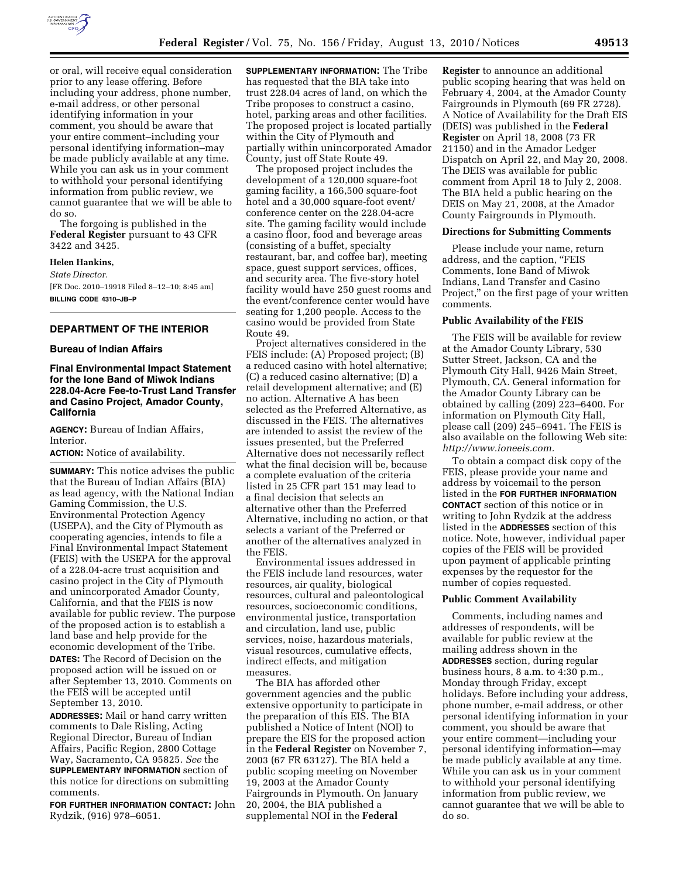or oral, will receive equal consideration prior to any lease offering. Before including your address, phone number, e-mail address, or other personal identifying information in your comment, you should be aware that your entire comment–including your personal identifying information–may be made publicly available at any time. While you can ask us in your comment to withhold your personal identifying information from public review, we cannot guarantee that we will be able to do so.

The forgoing is published in the **Federal Register** pursuant to 43 CFR 3422 and 3425.

**Helen Hankins,**

*State Director.*

[FR Doc. 2010–19918 Filed 8–12–10; 8:45 am]

**BILLING CODE 4310–JB–P**

## DEPARTMENT OF THE INTERIOR

### Bureau of Indian Affairs

### Final Environmental Impact Statement for the Ione Band of Miwok Indians 228.04-Acre Fee-to-Trust Land Transfer and Casino Project, Amador County, California

**AGENCY:** Bureau of Indian Affairs, Interior.

**ACTION:** Notice of availability.

**SUMMARY:** This notice advises the public that the Bureau of Indian Affairs (BIA) as lead agency, with the National Indian Gaming Commission, the U.S. Environmental Protection Agency (USEPA), and the City of Plymouth as cooperating agencies, intends to file a Final Environmental Impact Statement (FEIS) with the USEPA for the approval of a 228.04-acre trust acquisition and casino project in the City of Plymouth and unincorporated Amador County, California, and that the FEIS is now available for public review. The purpose of the proposed action is to establish a land base and help provide for the economic development of the Tribe.

**DATES:** The Record of Decision on the proposed action will be issued on or after September 13, 2010. Comments on the FEIS will be accepted until September 13, 2010.

**ADDRESSES:** Mail or hand carry written comments to Dale Risling, Acting Regional Director, Bureau of Indian Affairs, Pacific Region, 2800 Cottage Way, Sacramento, CA 95825. *See* the **SUPPLEMENTARY INFORMATION** section of this notice for directions on submitting comments.

**FOR FURTHER INFORMATION CONTACT:** John Rydzik, (916) 978–6051.

**SUPPLEMENTARY INFORMATION:** The Tribe has requested that the BIA take into trust 228.04 acres of land, on which the Tribe proposes to construct a casino, hotel, parking areas and other facilities. The proposed project is located partially within the City of Plymouth and partially within unincorporated Amador County, just off State Route 49.

The proposed project includes the development of a 120,000 square-foot gaming facility, a 166,500 square-foot hotel and a 30,000 square-foot event/conference center on the 228.04-acre site. The gaming facility would include a casino floor, food and beverage areas (consisting of a buffet, specialty restaurant, bar, and coffee bar), meeting space, guest support services, offices, and security area. The five-story hotel facility would have 250 guest rooms and the event/conference center would have seating for 1,200 people. Access to the casino would be provided from State Route 49.

Project alternatives considered in the FEIS include: (A) Proposed project; (B) a reduced casino with hotel alternative; (C) a reduced casino alternative; (D) a retail development alternative; and (E) no action. Alternative A has been selected as the Preferred Alternative, as discussed in the FEIS. The alternatives are intended to assist the review of the issues presented, but the Preferred Alternative does not necessarily reflect what the final decision will be, because a complete evaluation of the criteria listed in 25 CFR part 151 may lead to a final decision that selects an alternative other than the Preferred Alternative, including no action, or that selects a variant of the Preferred or another of the alternatives analyzed in the FEIS.

Environmental issues addressed in the FEIS include land resources, water resources, air quality, biological resources, cultural and paleontological resources, socioeconomic conditions, environmental justice, transportation and circulation, land use, public services, noise, hazardous materials, visual resources, cumulative effects, indirect effects, and mitigation measures.

The BIA has afforded other government agencies and the public extensive opportunity to participate in the preparation of this EIS. The BIA published a Notice of Intent (NOI) to prepare the EIS for the proposed action in the **Federal Register** on November 7, 2003 (67 FR 63127). The BIA held a public scoping meeting on November 19, 2003 at the Amador County Fairgrounds in Plymouth. On January 20, 2004, the BIA published a supplemental NOI in the **Federal Register** to announce an additional public scoping hearing that was held on February 4, 2004, at the Amador County Fairgrounds in Plymouth (69 FR 2728). A Notice of Availability for the Draft EIS (DEIS) was published in the **Federal Register** on April 18, 2008 (73 FR 21150) and in the Amador Ledger Dispatch on April 22, and May 20, 2008. The DEIS was available for public comment from April 18 to July 2, 2008. The BIA held a public hearing on the DEIS on May 21, 2008, at the Amador County Fairgrounds in Plymouth.

#### Directions for Submitting Comments

Please include your name, return address, and the caption, "FEIS Comments, Ione Band of Miwok Indians, Land Transfer and Casino Project," on the first page of your written comments.

#### Public Availability of the FEIS

The FEIS will be available for review at the Amador County Library, 530 Sutter Street, Jackson, CA and the Plymouth City Hall, 9426 Main Street, Plymouth, CA. General information for the Amador County Library can be obtained by calling (209) 223–6400. For information on Plymouth City Hall, please call (209) 245–6941. The FEIS is also available on the following Web site: *http://www.ioneeis.com.*

To obtain a compact disk copy of the FEIS, please provide your name and address by voicemail to the person listed in the **FOR FURTHER INFORMATION CONTACT** section of this notice or in writing to John Rydzik at the address listed in the **ADDRESSES** section of this notice. Note, however, individual paper copies of the FEIS will be provided upon payment of applicable printing expenses by the requestor for the number of copies requested.

#### Public Comment Availability

Comments, including names and addresses of respondents, will be available for public review at the mailing address shown in the **ADDRESSES** section, during regular business hours, 8 a.m. to 4:30 p.m., Monday through Friday, except holidays. Before including your address, phone number, e-mail address, or other personal identifying information in your comment, you should be aware that your entire comment—including your personal identifying information—may be made publicly available at any time. While you can ask us in your comment to withhold your personal identifying information from public review, we cannot guarantee that we will be able to do so.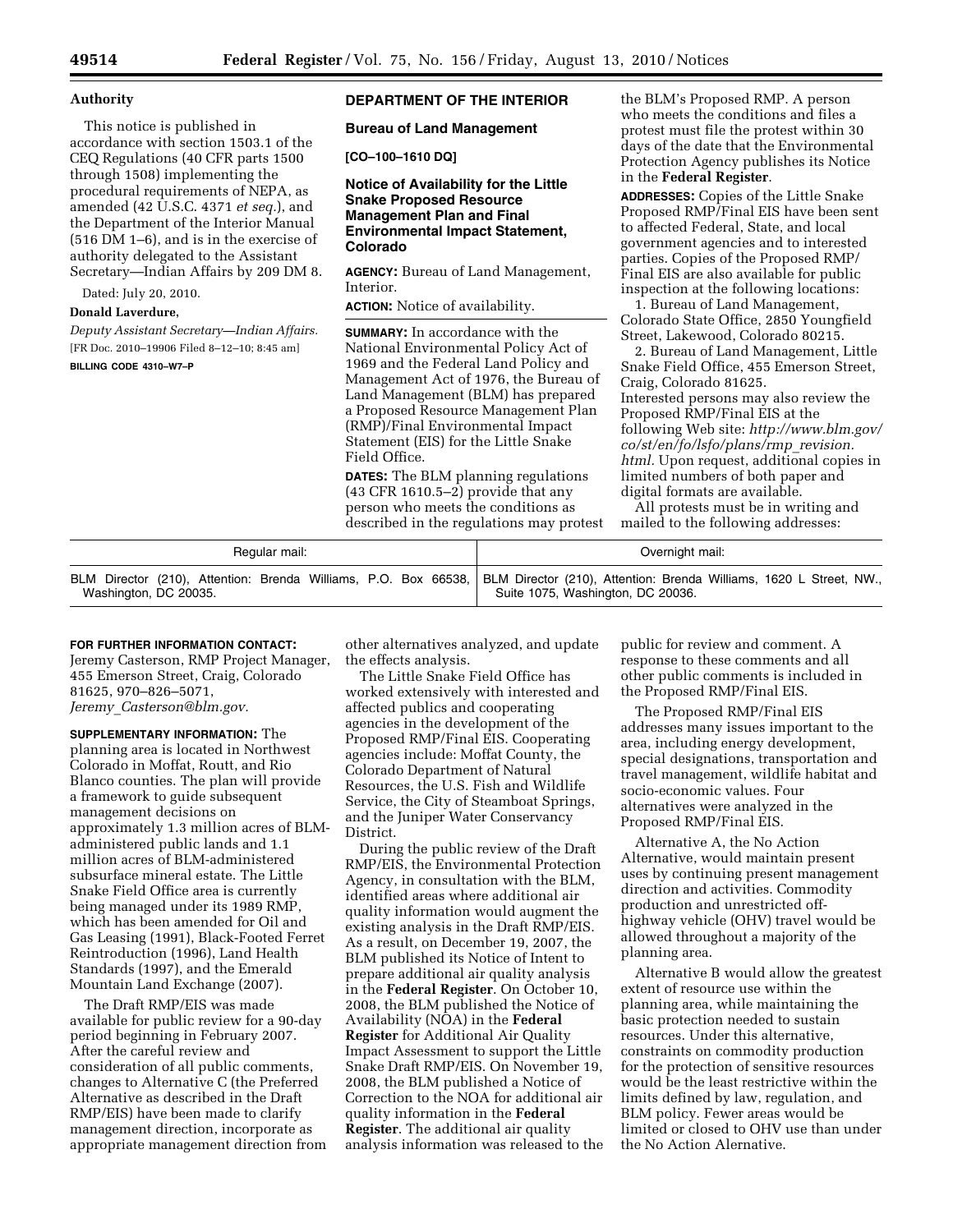## Authority

This notice is published in accordance with section 1503.1 of the CEQ Regulations (40 CFR parts 1500 through 1508) implementing the procedural requirements of NEPA, as amended (42 U.S.C. 4371 *et seq.*), and the Department of the Interior Manual (516 DM 1–6), and is in the exercise of authority delegated to the Assistant Secretary—Indian Affairs by 209 DM 8.

Dated: July 20, 2010.

**Donald Laverdure,**

*Deputy Assistant Secretary—Indian Affairs.*

[FR Doc. 2010–19906 Filed 8–12–10; 8:45 am]

**BILLING CODE 4310–W7–P**

## DEPARTMENT OF THE INTERIOR

### Bureau of Land Management

**[CO–100–1610 DQ]**

### Notice of Availability for the Little Snake Proposed Resource Management Plan and Final Environmental Impact Statement, Colorado

**AGENCY:** Bureau of Land Management, Interior.

**ACTION:** Notice of availability.

**SUMMARY:** In accordance with the National Environmental Policy Act of 1969 and the Federal Land Policy and Management Act of 1976, the Bureau of Land Management (BLM) has prepared a Proposed Resource Management Plan (RMP)/Final Environmental Impact Statement (EIS) for the Little Snake Field Office.

**DATES:** The BLM planning regulations (43 CFR 1610.5–2) provide that any person who meets the conditions as described in the regulations may protest the BLM's Proposed RMP. A person who meets the conditions and files a protest must file the protest within 30 days of the date that the Environmental Protection Agency publishes its Notice in the **Federal Register**.

**ADDRESSES:** Copies of the Little Snake Proposed RMP/Final EIS have been sent to affected Federal, State, and local government agencies and to interested parties. Copies of the Proposed RMP/Final EIS are also available for public inspection at the following locations:

1. Bureau of Land Management, Colorado State Office, 2850 Youngfield Street, Lakewood, Colorado 80215.

2. Bureau of Land Management, Little Snake Field Office, 455 Emerson Street, Craig, Colorado 81625.

Interested persons may also review the Proposed RMP/Final EIS at the following Web site: *http://www.blm.gov/co/st/en/fo/lsfo/plans/rmp_revision.html*. Upon request, additional copies in limited numbers of both paper and digital formats are available.

All protests must be in writing and mailed to the following addresses:

| Regular mail: | Overnight mail: |
|---|---|
| BLM Director (210), Attention: Brenda Williams, P.O. Box 66538, Washington, DC 20035. | BLM Director (210), Attention: Brenda Williams, 1620 L Street, NW., Suite 1075, Washington, DC 20036. |

**FOR FURTHER INFORMATION CONTACT:** Jeremy Casterson, RMP Project Manager, 455 Emerson Street, Craig, Colorado 81625, 970–826–5071, *Jeremy_Casterson@blm.gov*.

**SUPPLEMENTARY INFORMATION:** The planning area is located in Northwest Colorado in Moffat, Routt, and Rio Blanco counties. The plan will provide a framework to guide subsequent management decisions on approximately 1.3 million acres of BLM-administered public lands and 1.1 million acres of BLM-administered subsurface mineral estate. The Little Snake Field Office area is currently being managed under its 1989 RMP, which has been amended for Oil and Gas Leasing (1991), Black-Footed Ferret Reintroduction (1996), Land Health Standards (1997), and the Emerald Mountain Land Exchange (2007).

The Draft RMP/EIS was made available for public review for a 90-day period beginning in February 2007. After the careful review and consideration of all public comments, changes to Alternative C (the Preferred Alternative as described in the Draft RMP/EIS) have been made to clarify management direction, incorporate as appropriate management direction from other alternatives analyzed, and update the effects analysis.

The Little Snake Field Office has worked extensively with interested and affected publics and cooperating agencies in the development of the Proposed RMP/Final EIS. Cooperating agencies include: Moffat County, the Colorado Department of Natural Resources, the U.S. Fish and Wildlife Service, the City of Steamboat Springs, and the Juniper Water Conservancy District.

During the public review of the Draft RMP/EIS, the Environmental Protection Agency, in consultation with the BLM, identified areas where additional air quality information would augment the existing analysis in the Draft RMP/EIS. As a result, on December 19, 2007, the BLM published its Notice of Intent to prepare additional air quality analysis in the **Federal Register**. On October 10, 2008, the BLM published the Notice of Availability (NOA) in the **Federal Register** for Additional Air Quality Impact Assessment to support the Little Snake Draft RMP/EIS. On November 19, 2008, the BLM published a Notice of Correction to the NOA for additional air quality information in the **Federal Register**. The additional air quality analysis information was released to the public for review and comment. A response to these comments and all other public comments is included in the Proposed RMP/Final EIS.

The Proposed RMP/Final EIS addresses many issues important to the area, including energy development, special designations, transportation and travel management, wildlife habitat and socio-economic values. Four alternatives were analyzed in the Proposed RMP/Final EIS.

Alternative A, the No Action Alternative, would maintain present uses by continuing present management direction and activities. Commodity production and unrestricted off-highway vehicle (OHV) travel would be allowed throughout a majority of the planning area.

Alternative B would allow the greatest extent of resource use within the planning area, while maintaining the basic protection needed to sustain resources. Under this alternative, constraints on commodity production for the protection of sensitive resources would be the least restrictive within the limits defined by law, regulation, and BLM policy. Fewer areas would be limited or closed to OHV use than under the No Action Alernative.